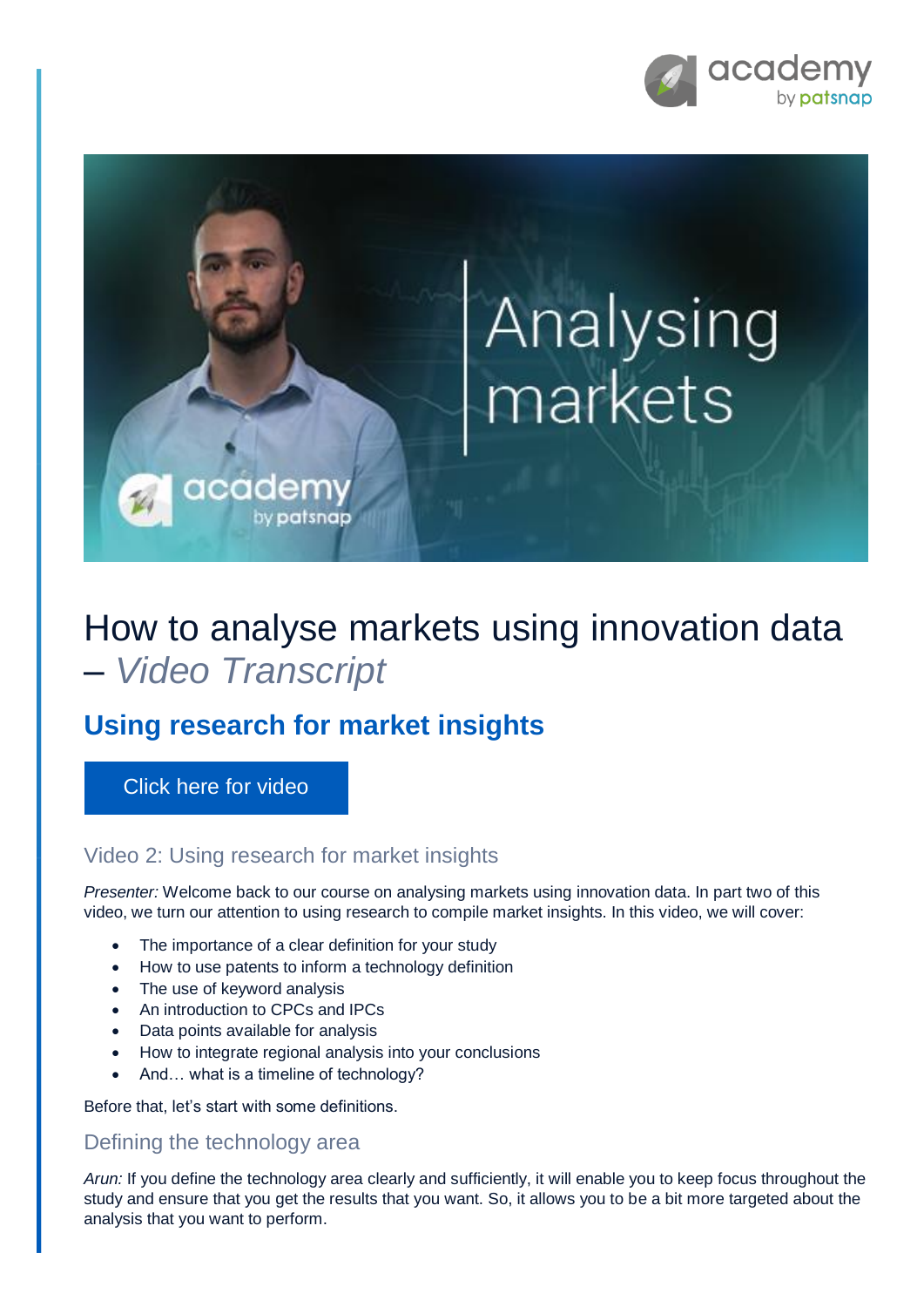# How to analyse markets using innovation data – *Video Transcript*

## Using research for market insights

Click here for video

### Video 2: Using research for market insights

*Presenter:* Welcome back to our course on analysing markets using innovation data. In part two of this video, we turn our attention to using research to compile market insights. In this video, we will cover:

- The importance of a clear definition for your study
- How to use patents to inform a technology definition
- The use of keyword analysis
- An introduction to CPCs and IPCs
- Data points available for analysis
- How to integrate regional analysis into your conclusions
- And… what is a timeline of technology?

Before that, let's start with some definitions.

### Defining the technology area

*Arun:* If you define the technology area clearly and sufficiently, it will enable you to keep focus throughout the study and ensure that you get the results that you want. So, it allows you to be a bit more targeted about the analysis that you want to perform.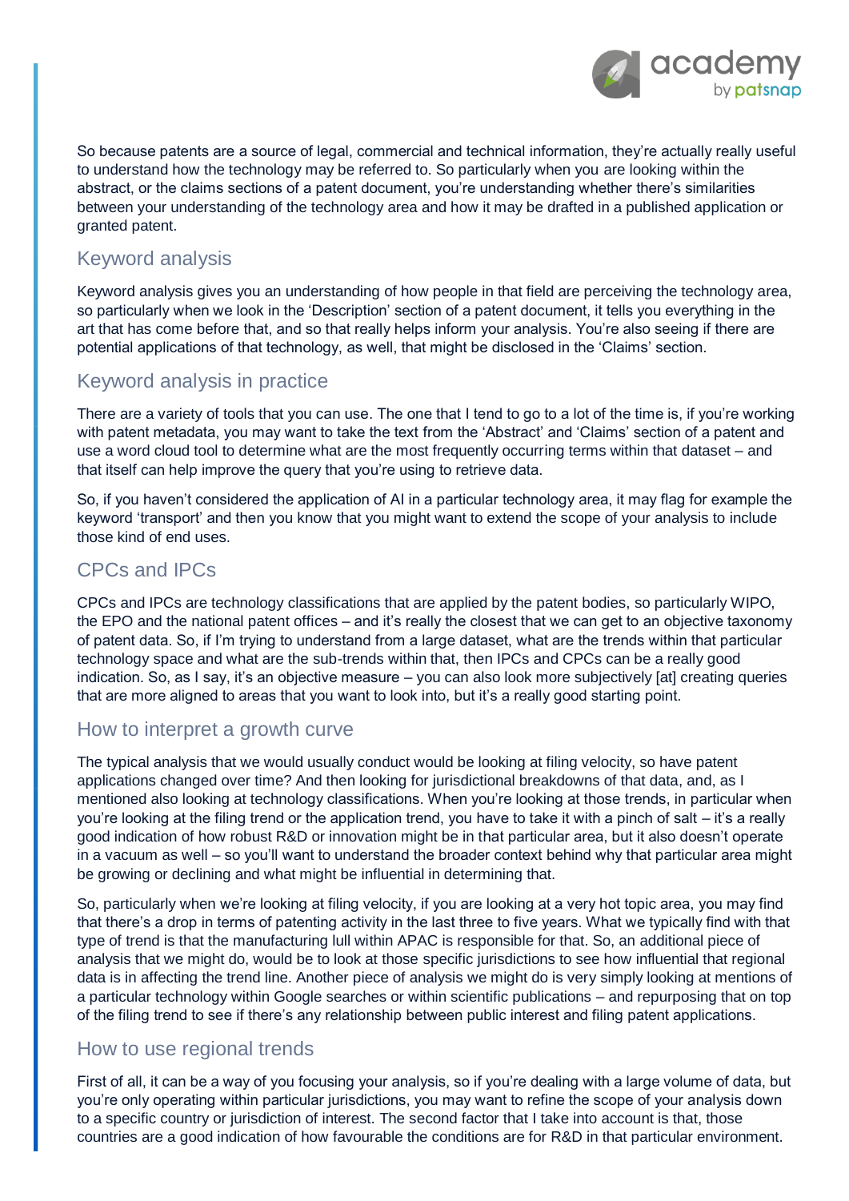So because patents are a source of legal, commercial and technical information, they're actually really useful to understand how the technology may be referred to. So particularly when you are looking within the abstract, or the claims sections of a patent document, you're understanding whether there's similarities between your understanding of the technology area and how it may be drafted in a published application or granted patent.

## Keyword analysis

Keyword analysis gives you an understanding of how people in that field are perceiving the technology area, so particularly when we look in the 'Description' section of a patent document, it tells you everything in the art that has come before that, and so that really helps inform your analysis. You're also seeing if there are potential applications of that technology, as well, that might be disclosed in the 'Claims' section.

## Keyword analysis in practice

There are a variety of tools that you can use. The one that I tend to go to a lot of the time is, if you're working with patent metadata, you may want to take the text from the 'Abstract' and 'Claims' section of a patent and use a word cloud tool to determine what are the most frequently occurring terms within that dataset – and that itself can help improve the query that you're using to retrieve data.

So, if you haven't considered the application of AI in a particular technology area, it may flag for example the keyword 'transport' and then you know that you might want to extend the scope of your analysis to include those kind of end uses.

## CPCs and IPCs

CPCs and IPCs are technology classifications that are applied by the patent bodies, so particularly WIPO, the EPO and the national patent offices – and it's really the closest that we can get to an objective taxonomy of patent data. So, if I'm trying to understand from a large dataset, what are the trends within that particular technology space and what are the sub-trends within that, then IPCs and CPCs can be a really good indication. So, as I say, it's an objective measure – you can also look more subjectively [at] creating queries that are more aligned to areas that you want to look into, but it's a really good starting point.

## How to interpret a growth curve

The typical analysis that we would usually conduct would be looking at filing velocity, so have patent applications changed over time? And then looking for jurisdictional breakdowns of that data, and, as I mentioned also looking at technology classifications. When you're looking at those trends, in particular when you're looking at the filing trend or the application trend, you have to take it with a pinch of salt – it's a really good indication of how robust R&D or innovation might be in that particular area, but it also doesn't operate in a vacuum as well – so you'll want to understand the broader context behind why that particular area might be growing or declining and what might be influential in determining that.

So, particularly when we're looking at filing velocity, if you are looking at a very hot topic area, you may find that there's a drop in terms of patenting activity in the last three to five years. What we typically find with that type of trend is that the manufacturing lull within APAC is responsible for that. So, an additional piece of analysis that we might do, would be to look at those specific jurisdictions to see how influential that regional data is in affecting the trend line. Another piece of analysis we might do is very simply looking at mentions of a particular technology within Google searches or within scientific publications – and repurposing that on top of the filing trend to see if there's any relationship between public interest and filing patent applications.

## How to use regional trends

First of all, it can be a way of you focusing your analysis, so if you're dealing with a large volume of data, but you're only operating within particular jurisdictions, you may want to refine the scope of your analysis down to a specific country or jurisdiction of interest. The second factor that I take into account is that, those countries are a good indication of how favourable the conditions are for R&D in that particular environment.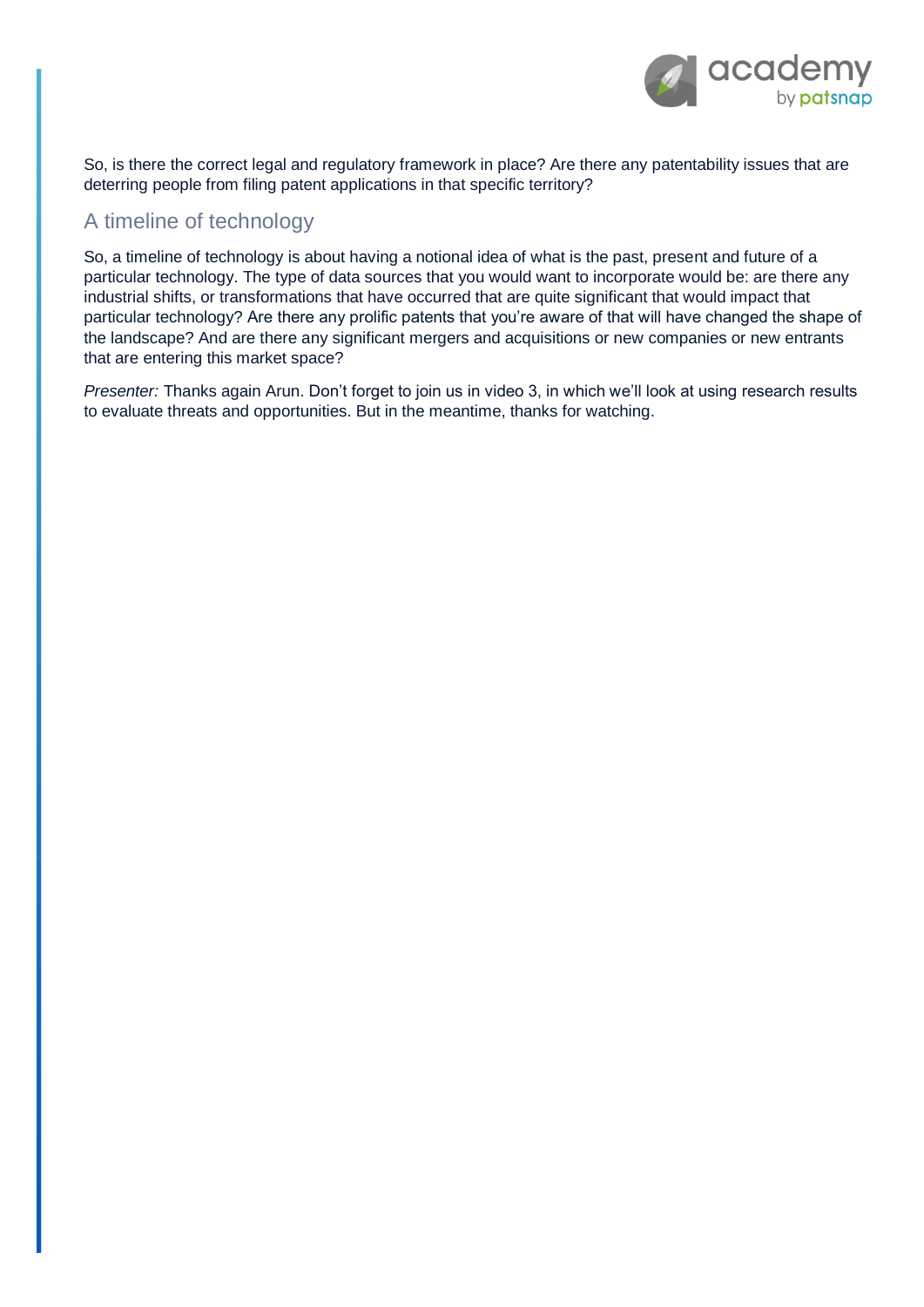So, is there the correct legal and regulatory framework in place? Are there any patentability issues that are deterring people from filing patent applications in that specific territory?

## A timeline of technology

So, a timeline of technology is about having a notional idea of what is the past, present and future of a particular technology. The type of data sources that you would want to incorporate would be: are there any industrial shifts, or transformations that have occurred that are quite significant that would impact that particular technology? Are there any prolific patents that you're aware of that will have changed the shape of the landscape? And are there any significant mergers and acquisitions or new companies or new entrants that are entering this market space?

*Presenter:* Thanks again Arun. Don't forget to join us in video 3, in which we'll look at using research results to evaluate threats and opportunities. But in the meantime, thanks for watching.